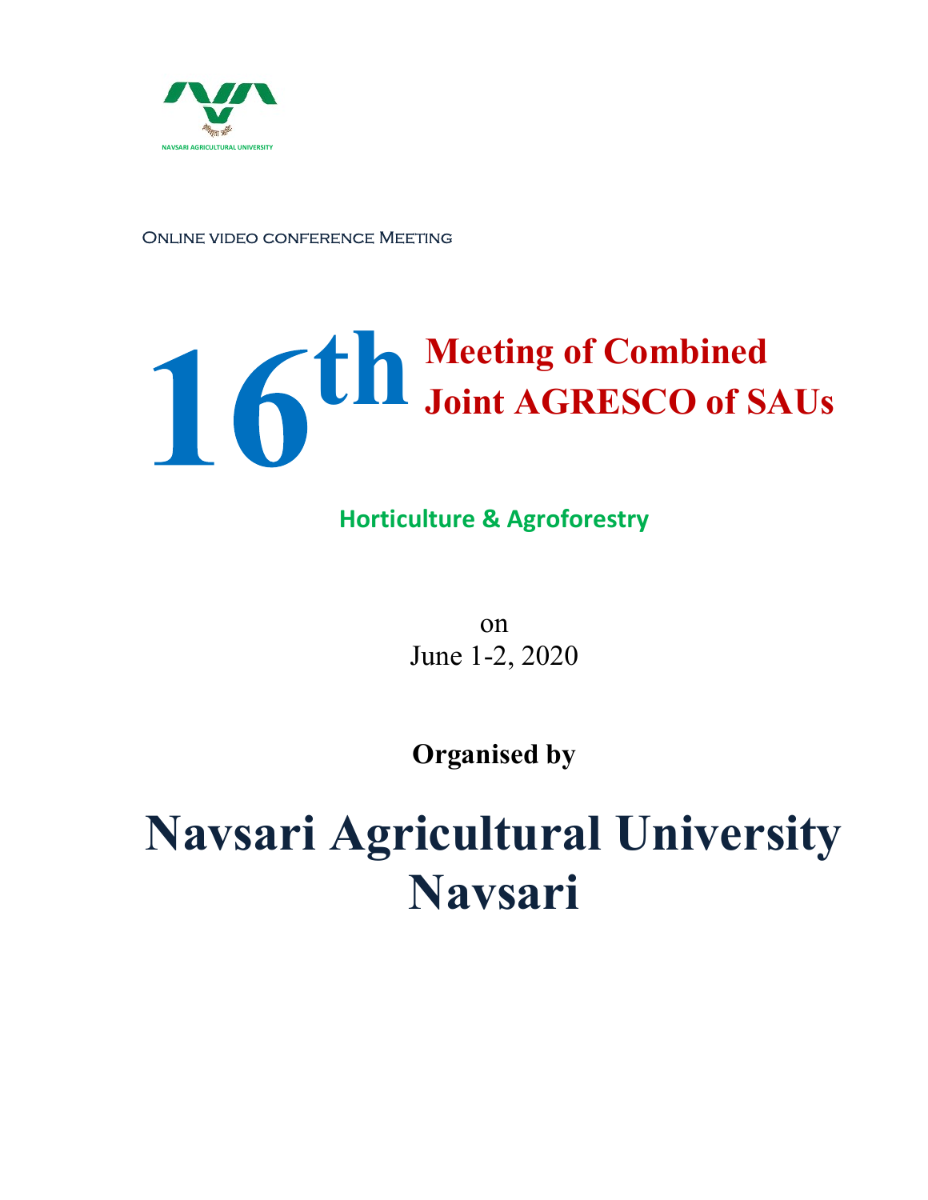NAVSARI AGRICULTURAL UNIVERSITY

Online video conference Meeting

# 16th Meeting of Combined Joint AGRESCO of SAUs

## Horticulture & Agroforestry

on
June 1-2, 2020

**Organised by**

# Navsari Agricultural University Navsari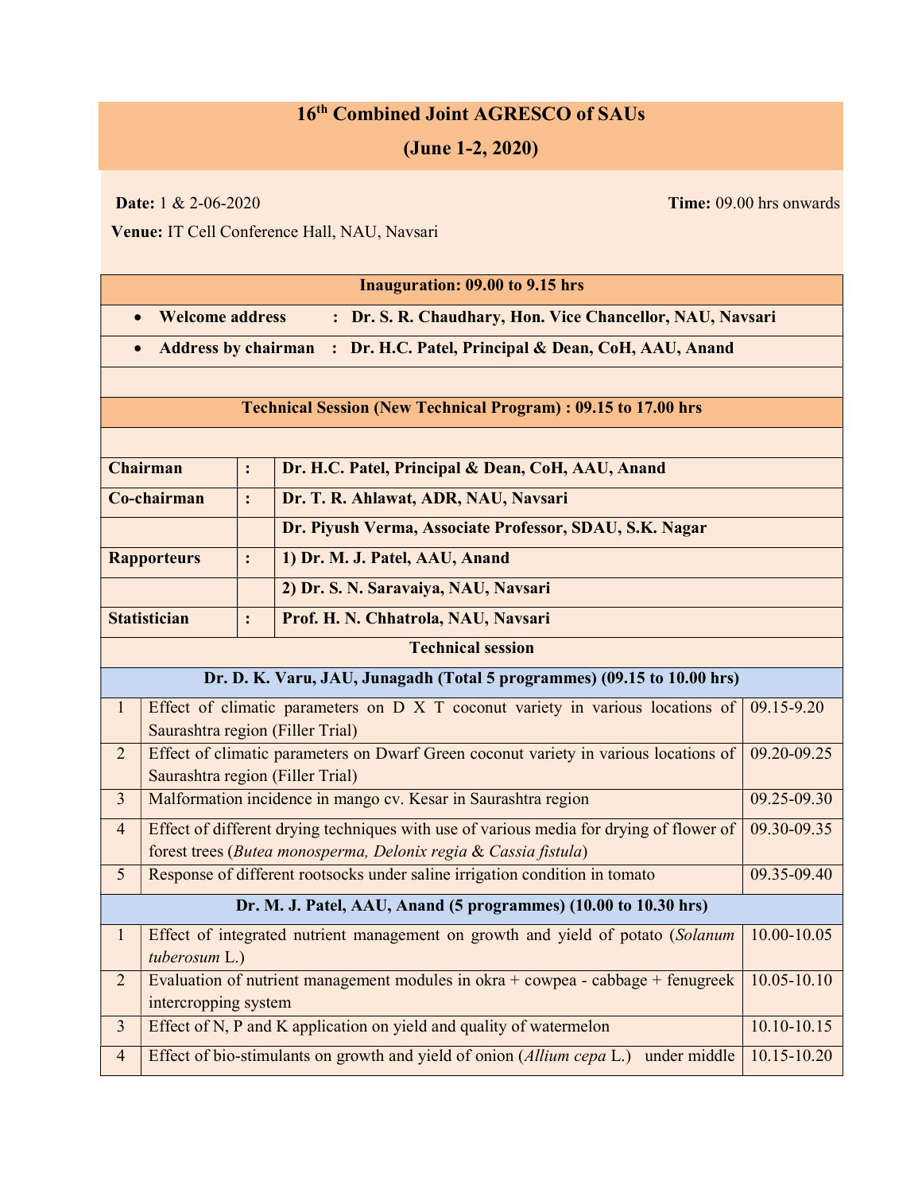# 16th Combined Joint AGRESCO of SAUs

## (June 1-2, 2020)

**Date:** 1 & 2-06-2020 **Time:** 09.00 hrs onwards

**Venue:** IT Cell Conference Hall, NAU, Navsari

**Inauguration: 09.00 to 9.15 hrs**

- **Welcome address : Dr. S. R. Chaudhary, Hon. Vice Chancellor, NAU, Navsari**
- **Address by chairman : Dr. H.C. Patel, Principal & Dean, CoH, AAU, Anand**

**Technical Session (New Technical Program) : 09.15 to 17.00 hrs**

| | | |
|---|---|---|
| **Chairman** | **:** | **Dr. H.C. Patel, Principal & Dean, CoH, AAU, Anand** |
| **Co-chairman** | **:** | **Dr. T. R. Ahlawat, ADR, NAU, Navsari** |
| | | **Dr. Piyush Verma, Associate Professor, SDAU, S.K. Nagar** |
| **Rapporteurs** | **:** | **1) Dr. M. J. Patel, AAU, Anand** |
| | | **2) Dr. S. N. Saravaiya, NAU, Navsari** |
| **Statistician** | **:** | **Prof. H. N. Chhatrola, NAU, Navsari** |

**Technical session**

| | **Dr. D. K. Varu, JAU, Junagadh (Total 5 programmes) (09.15 to 10.00 hrs)** | |
|---|---|---|
| 1 | Effect of climatic parameters on D X T coconut variety in various locations of Saurashtra region (Filler Trial) | 09.15-9.20 |
| 2 | Effect of climatic parameters on Dwarf Green coconut variety in various locations of Saurashtra region (Filler Trial) | 09.20-09.25 |
| 3 | Malformation incidence in mango cv. Kesar in Saurashtra region | 09.25-09.30 |
| 4 | Effect of different drying techniques with use of various media for drying of flower of forest trees (*Butea monosperma, Delonix regia* & *Cassia fistula*) | 09.30-09.35 |
| 5 | Response of different rootsocks under saline irrigation condition in tomato | 09.35-09.40 |
| | **Dr. M. J. Patel, AAU, Anand (5 programmes) (10.00 to 10.30 hrs)** | |
| 1 | Effect of integrated nutrient management on growth and yield of potato (*Solanum tuberosum* L.) | 10.00-10.05 |
| 2 | Evaluation of nutrient management modules in okra + cowpea - cabbage + fenugreek intercropping system | 10.05-10.10 |
| 3 | Effect of N, P and K application on yield and quality of watermelon | 10.10-10.15 |
| 4 | Effect of bio-stimulants on growth and yield of onion (*Allium cepa* L.) under middle | 10.15-10.20 |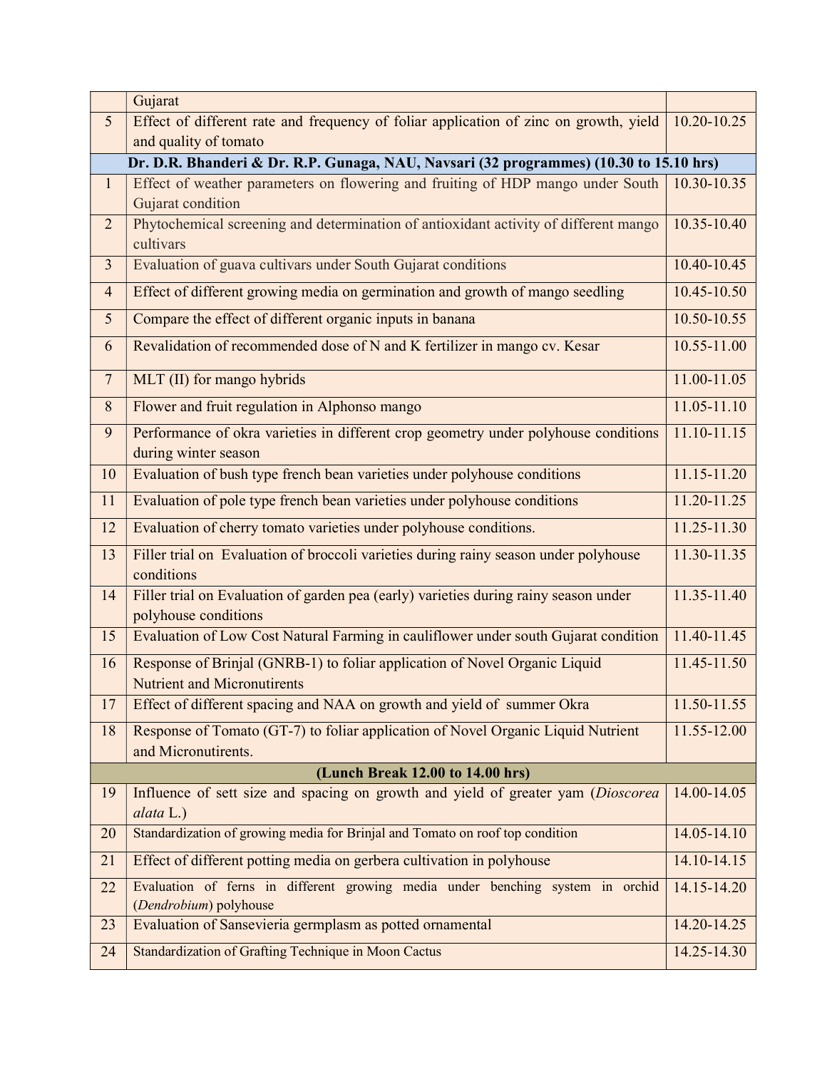| | | |
|---|---|---|
| | Gujarat | |
| 5 | Effect of different rate and frequency of foliar application of zinc on growth, yield and quality of tomato | 10.20-10.25 |
| **Dr. D.R. Bhanderi & Dr. R.P. Gunaga, NAU, Navsari (32 programmes) (10.30 to 15.10 hrs)** | | |
| 1 | Effect of weather parameters on flowering and fruiting of HDP mango under South Gujarat condition | 10.30-10.35 |
| 2 | Phytochemical screening and determination of antioxidant activity of different mango cultivars | 10.35-10.40 |
| 3 | Evaluation of guava cultivars under South Gujarat conditions | 10.40-10.45 |
| 4 | Effect of different growing media on germination and growth of mango seedling | 10.45-10.50 |
| 5 | Compare the effect of different organic inputs in banana | 10.50-10.55 |
| 6 | Revalidation of recommended dose of N and K fertilizer in mango cv. Kesar | 10.55-11.00 |
| 7 | MLT (II) for mango hybrids | 11.00-11.05 |
| 8 | Flower and fruit regulation in Alphonso mango | 11.05-11.10 |
| 9 | Performance of okra varieties in different crop geometry under polyhouse conditions during winter season | 11.10-11.15 |
| 10 | Evaluation of bush type french bean varieties under polyhouse conditions | 11.15-11.20 |
| 11 | Evaluation of pole type french bean varieties under polyhouse conditions | 11.20-11.25 |
| 12 | Evaluation of cherry tomato varieties under polyhouse conditions. | 11.25-11.30 |
| 13 | Filler trial on Evaluation of broccoli varieties during rainy season under polyhouse conditions | 11.30-11.35 |
| 14 | Filler trial on Evaluation of garden pea (early) varieties during rainy season under polyhouse conditions | 11.35-11.40 |
| 15 | Evaluation of Low Cost Natural Farming in cauliflower under south Gujarat condition | 11.40-11.45 |
| 16 | Response of Brinjal (GNRB-1) to foliar application of Novel Organic Liquid Nutrient and Micronutirents | 11.45-11.50 |
| 17 | Effect of different spacing and NAA on growth and yield of summer Okra | 11.50-11.55 |
| 18 | Response of Tomato (GT-7) to foliar application of Novel Organic Liquid Nutrient and Micronutirents. | 11.55-12.00 |
| **(Lunch Break 12.00 to 14.00 hrs)** | | |
| 19 | Influence of sett size and spacing on growth and yield of greater yam (*Dioscorea alata* L.) | 14.00-14.05 |
| 20 | Standardization of growing media for Brinjal and Tomato on roof top condition | 14.05-14.10 |
| 21 | Effect of different potting media on gerbera cultivation in polyhouse | 14.10-14.15 |
| 22 | Evaluation of ferns in different growing media under benching system in orchid (*Dendrobium*) polyhouse | 14.15-14.20 |
| 23 | Evaluation of Sansevieria germplasm as potted ornamental | 14.20-14.25 |
| 24 | Standardization of Grafting Technique in Moon Cactus | 14.25-14.30 |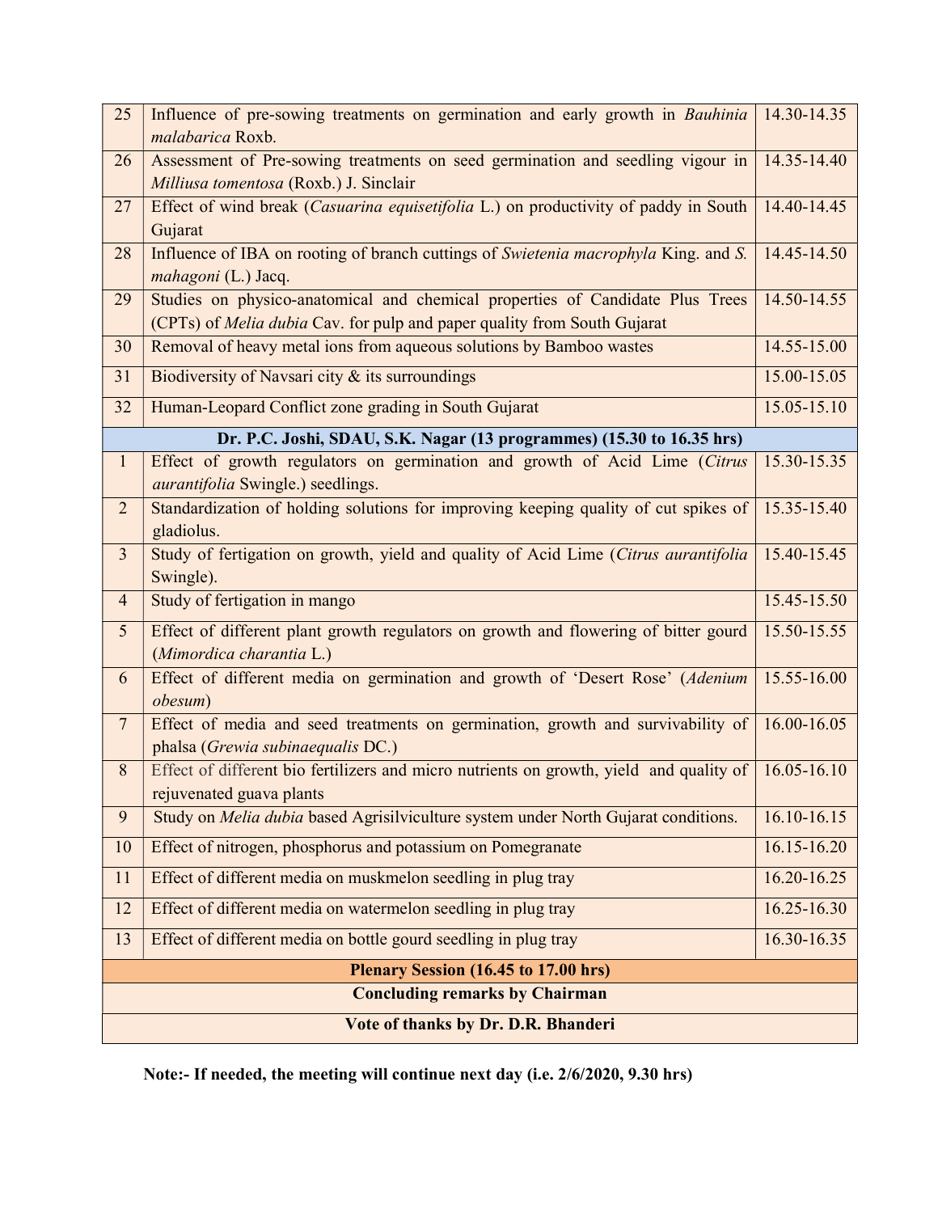| | | |
|---|---|---|
| 25 | Influence of pre-sowing treatments on germination and early growth in *Bauhinia malabarica* Roxb. | 14.30-14.35 |
| 26 | Assessment of Pre-sowing treatments on seed germination and seedling vigour in *Milliusa tomentosa* (Roxb.) J. Sinclair | 14.35-14.40 |
| 27 | Effect of wind break (*Casuarina equisetifolia* L.) on productivity of paddy in South Gujarat | 14.40-14.45 |
| 28 | Influence of IBA on rooting of branch cuttings of *Swietenia macrophyla* King. and *S. mahagoni* (L.) Jacq. | 14.45-14.50 |
| 29 | Studies on physico-anatomical and chemical properties of Candidate Plus Trees (CPTs) of *Melia dubia* Cav. for pulp and paper quality from South Gujarat | 14.50-14.55 |
| 30 | Removal of heavy metal ions from aqueous solutions by Bamboo wastes | 14.55-15.00 |
| 31 | Biodiversity of Navsari city & its surroundings | 15.00-15.05 |
| 32 | Human-Leopard Conflict zone grading in South Gujarat | 15.05-15.10 |
| **Dr. P.C. Joshi, SDAU, S.K. Nagar (13 programmes) (15.30 to 16.35 hrs)** | | |
| 1 | Effect of growth regulators on germination and growth of Acid Lime (*Citrus aurantifolia* Swingle.) seedlings. | 15.30-15.35 |
| 2 | Standardization of holding solutions for improving keeping quality of cut spikes of gladiolus. | 15.35-15.40 |
| 3 | Study of fertigation on growth, yield and quality of Acid Lime (*Citrus aurantifolia* Swingle). | 15.40-15.45 |
| 4 | Study of fertigation in mango | 15.45-15.50 |
| 5 | Effect of different plant growth regulators on growth and flowering of bitter gourd (*Mimordica charantia* L.) | 15.50-15.55 |
| 6 | Effect of different media on germination and growth of 'Desert Rose' (*Adenium obesum*) | 15.55-16.00 |
| 7 | Effect of media and seed treatments on germination, growth and survivability of phalsa (*Grewia subinaequalis* DC.) | 16.00-16.05 |
| 8 | Effect of different bio fertilizers and micro nutrients on growth, yield and quality of rejuvenated guava plants | 16.05-16.10 |
| 9 | Study on *Melia dubia* based Agrisilviculture system under North Gujarat conditions. | 16.10-16.15 |
| 10 | Effect of nitrogen, phosphorus and potassium on Pomegranate | 16.15-16.20 |
| 11 | Effect of different media on muskmelon seedling in plug tray | 16.20-16.25 |
| 12 | Effect of different media on watermelon seedling in plug tray | 16.25-16.30 |
| 13 | Effect of different media on bottle gourd seedling in plug tray | 16.30-16.35 |
| **Plenary Session (16.45 to 17.00 hrs)** | | |
| **Concluding remarks by Chairman** | | |
| **Vote of thanks by Dr. D.R. Bhanderi** | | |

**Note:- If needed, the meeting will continue next day (i.e. 2/6/2020, 9.30 hrs)**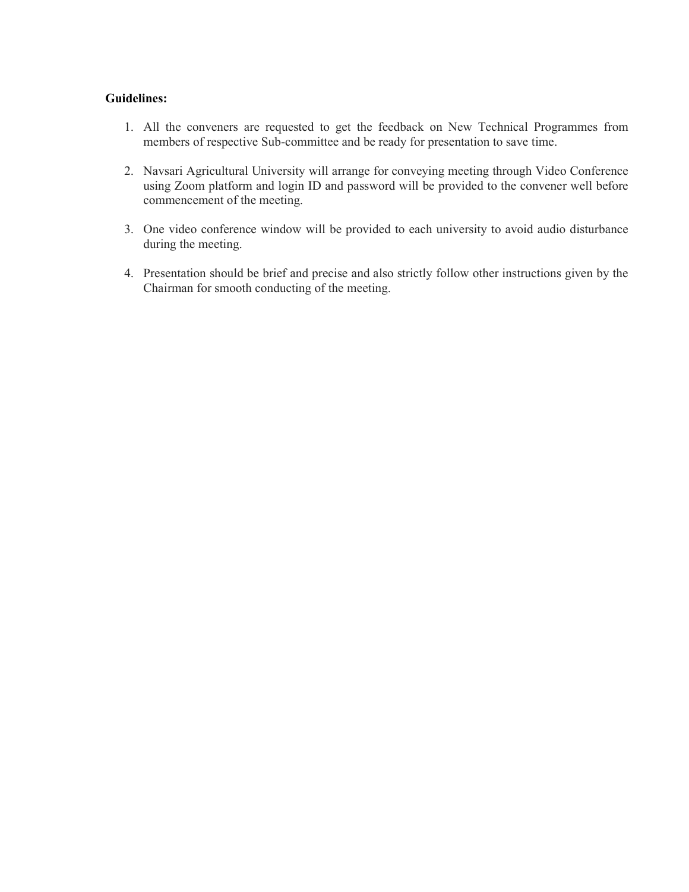**Guidelines:**

1. All the conveners are requested to get the feedback on New Technical Programmes from members of respective Sub-committee and be ready for presentation to save time.

2. Navsari Agricultural University will arrange for conveying meeting through Video Conference using Zoom platform and login ID and password will be provided to the convener well before commencement of the meeting.

3. One video conference window will be provided to each university to avoid audio disturbance during the meeting.

4. Presentation should be brief and precise and also strictly follow other instructions given by the Chairman for smooth conducting of the meeting.